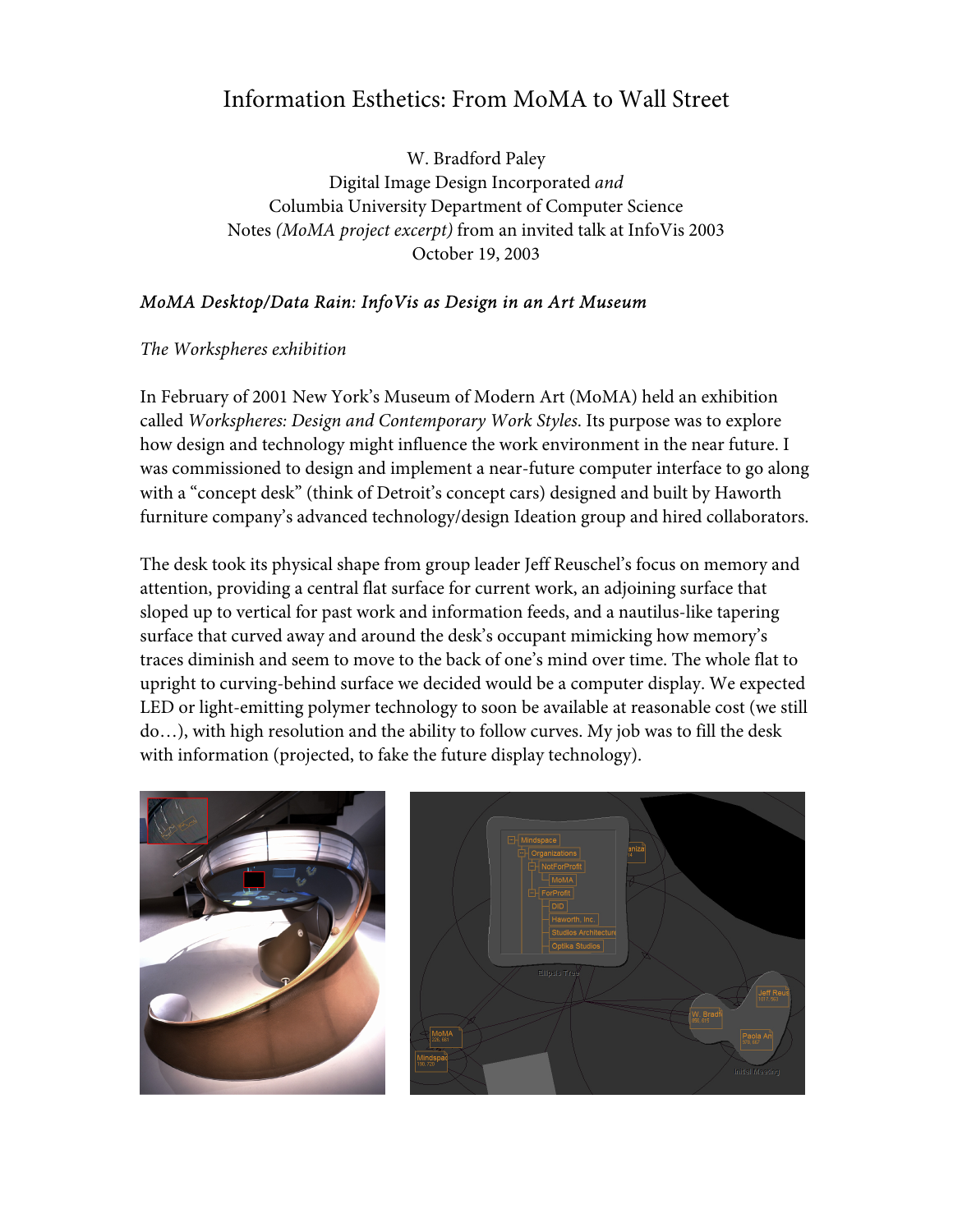# Information Esthetics: From MoMA to Wall Street

W. Bradford Paley
Digital Image Design Incorporated *and*
Columbia University Department of Computer Science
Notes *(MoMA project excerpt)* from an invited talk at InfoVis 2003
October 19, 2003

## *MoMA Desktop/Data Rain: InfoVis as Design in an Art Museum*

### *The Workspheres exhibition*

In February of 2001 New York's Museum of Modern Art (MoMA) held an exhibition called *Workspheres: Design and Contemporary Work Styles*. Its purpose was to explore how design and technology might influence the work environment in the near future. I was commissioned to design and implement a near-future computer interface to go along with a "concept desk" (think of Detroit's concept cars) designed and built by Haworth furniture company's advanced technology/design Ideation group and hired collaborators.

The desk took its physical shape from group leader Jeff Reuschel's focus on memory and attention, providing a central flat surface for current work, an adjoining surface that sloped up to vertical for past work and information feeds, and a nautilus-like tapering surface that curved away and around the desk's occupant mimicking how memory's traces diminish and seem to move to the back of one's mind over time. The whole flat to upright to curving-behind surface we decided would be a computer display. We expected LED or light-emitting polymer technology to soon be available at reasonable cost (we still do…), with high resolution and the ability to follow curves. My job was to fill the desk with information (projected, to fake the future display technology).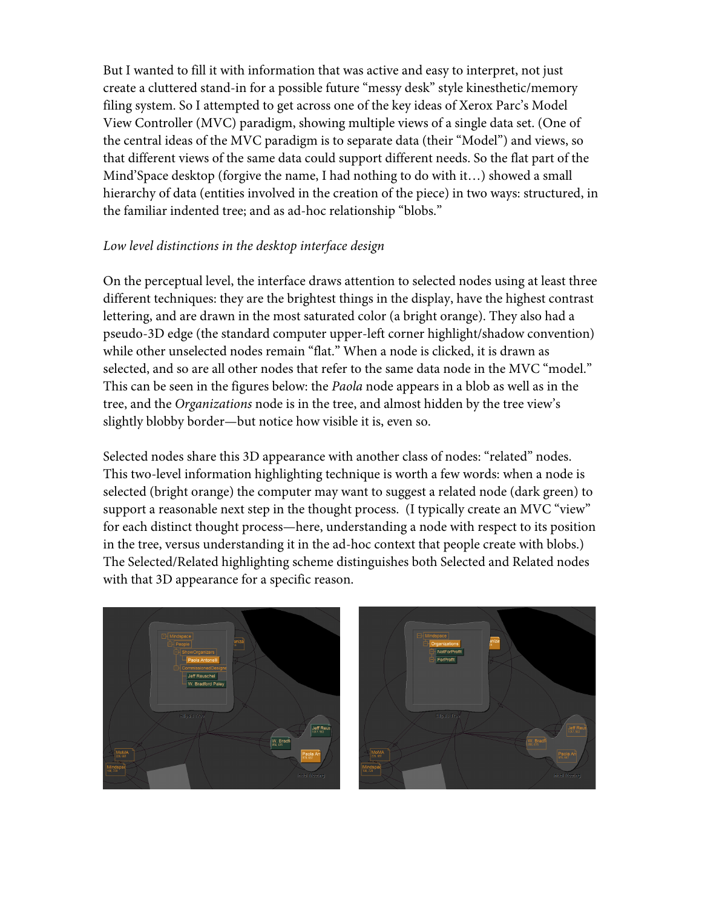But I wanted to fill it with information that was active and easy to interpret, not just create a cluttered stand-in for a possible future "messy desk" style kinesthetic/memory filing system. So I attempted to get across one of the key ideas of Xerox Parc's Model View Controller (MVC) paradigm, showing multiple views of a single data set. (One of the central ideas of the MVC paradigm is to separate data (their "Model") and views, so that different views of the same data could support different needs. So the flat part of the Mind'Space desktop (forgive the name, I had nothing to do with it…) showed a small hierarchy of data (entities involved in the creation of the piece) in two ways: structured, in the familiar indented tree; and as ad-hoc relationship "blobs."

*Low level distinctions in the desktop interface design*

On the perceptual level, the interface draws attention to selected nodes using at least three different techniques: they are the brightest things in the display, have the highest contrast lettering, and are drawn in the most saturated color (a bright orange). They also had a pseudo-3D edge (the standard computer upper-left corner highlight/shadow convention) while other unselected nodes remain "flat." When a node is clicked, it is drawn as selected, and so are all other nodes that refer to the same data node in the MVC "model." This can be seen in the figures below: the *Paola* node appears in a blob as well as in the tree, and the *Organizations* node is in the tree, and almost hidden by the tree view's slightly blobby border—but notice how visible it is, even so.

Selected nodes share this 3D appearance with another class of nodes: "related" nodes. This two-level information highlighting technique is worth a few words: when a node is selected (bright orange) the computer may want to suggest a related node (dark green) to support a reasonable next step in the thought process. (I typically create an MVC "view" for each distinct thought process—here, understanding a node with respect to its position in the tree, versus understanding it in the ad-hoc context that people create with blobs.) The Selected/Related highlighting scheme distinguishes both Selected and Related nodes with that 3D appearance for a specific reason.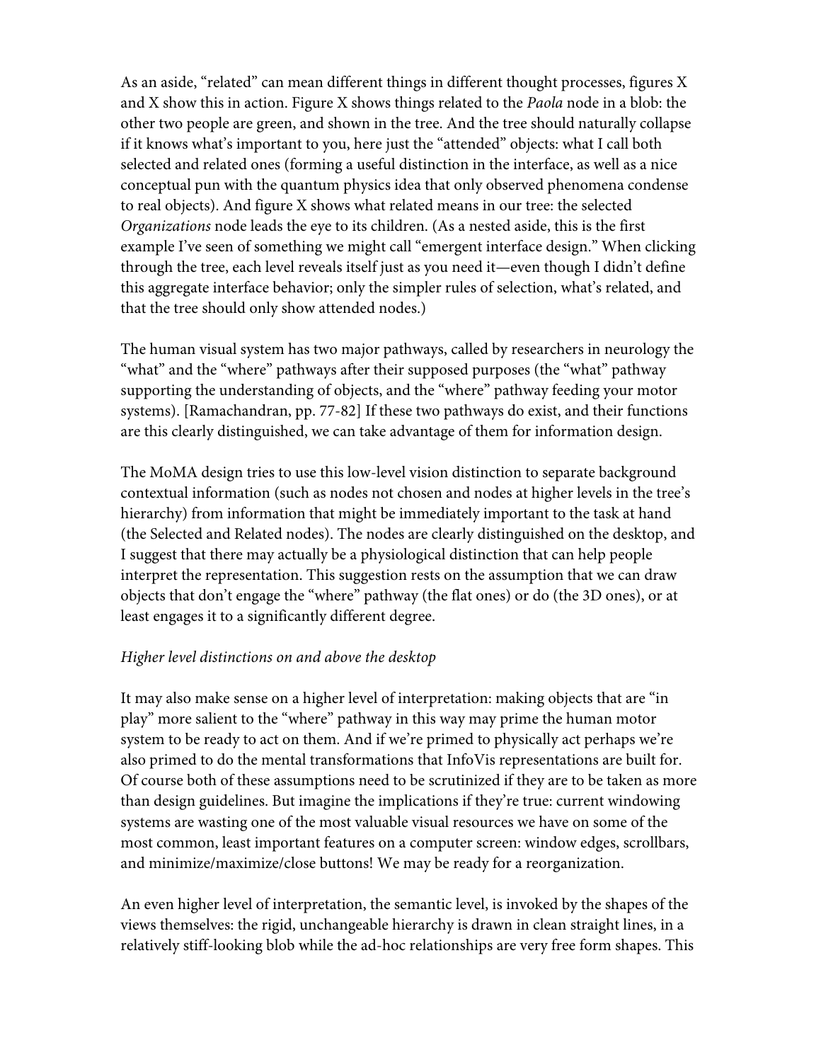As an aside, "related" can mean different things in different thought processes, figures X and X show this in action. Figure X shows things related to the *Paola* node in a blob: the other two people are green, and shown in the tree. And the tree should naturally collapse if it knows what's important to you, here just the "attended" objects: what I call both selected and related ones (forming a useful distinction in the interface, as well as a nice conceptual pun with the quantum physics idea that only observed phenomena condense to real objects). And figure X shows what related means in our tree: the selected *Organizations* node leads the eye to its children. (As a nested aside, this is the first example I've seen of something we might call "emergent interface design." When clicking through the tree, each level reveals itself just as you need it—even though I didn't define this aggregate interface behavior; only the simpler rules of selection, what's related, and that the tree should only show attended nodes.)

The human visual system has two major pathways, called by researchers in neurology the "what" and the "where" pathways after their supposed purposes (the "what" pathway supporting the understanding of objects, and the "where" pathway feeding your motor systems). [Ramachandran, pp. 77-82] If these two pathways do exist, and their functions are this clearly distinguished, we can take advantage of them for information design.

The MoMA design tries to use this low-level vision distinction to separate background contextual information (such as nodes not chosen and nodes at higher levels in the tree's hierarchy) from information that might be immediately important to the task at hand (the Selected and Related nodes). The nodes are clearly distinguished on the desktop, and I suggest that there may actually be a physiological distinction that can help people interpret the representation. This suggestion rests on the assumption that we can draw objects that don't engage the "where" pathway (the flat ones) or do (the 3D ones), or at least engages it to a significantly different degree.

*Higher level distinctions on and above the desktop*

It may also make sense on a higher level of interpretation: making objects that are "in play" more salient to the "where" pathway in this way may prime the human motor system to be ready to act on them. And if we're primed to physically act perhaps we're also primed to do the mental transformations that InfoVis representations are built for. Of course both of these assumptions need to be scrutinized if they are to be taken as more than design guidelines. But imagine the implications if they're true: current windowing systems are wasting one of the most valuable visual resources we have on some of the most common, least important features on a computer screen: window edges, scrollbars, and minimize/maximize/close buttons! We may be ready for a reorganization.

An even higher level of interpretation, the semantic level, is invoked by the shapes of the views themselves: the rigid, unchangeable hierarchy is drawn in clean straight lines, in a relatively stiff-looking blob while the ad-hoc relationships are very free form shapes. This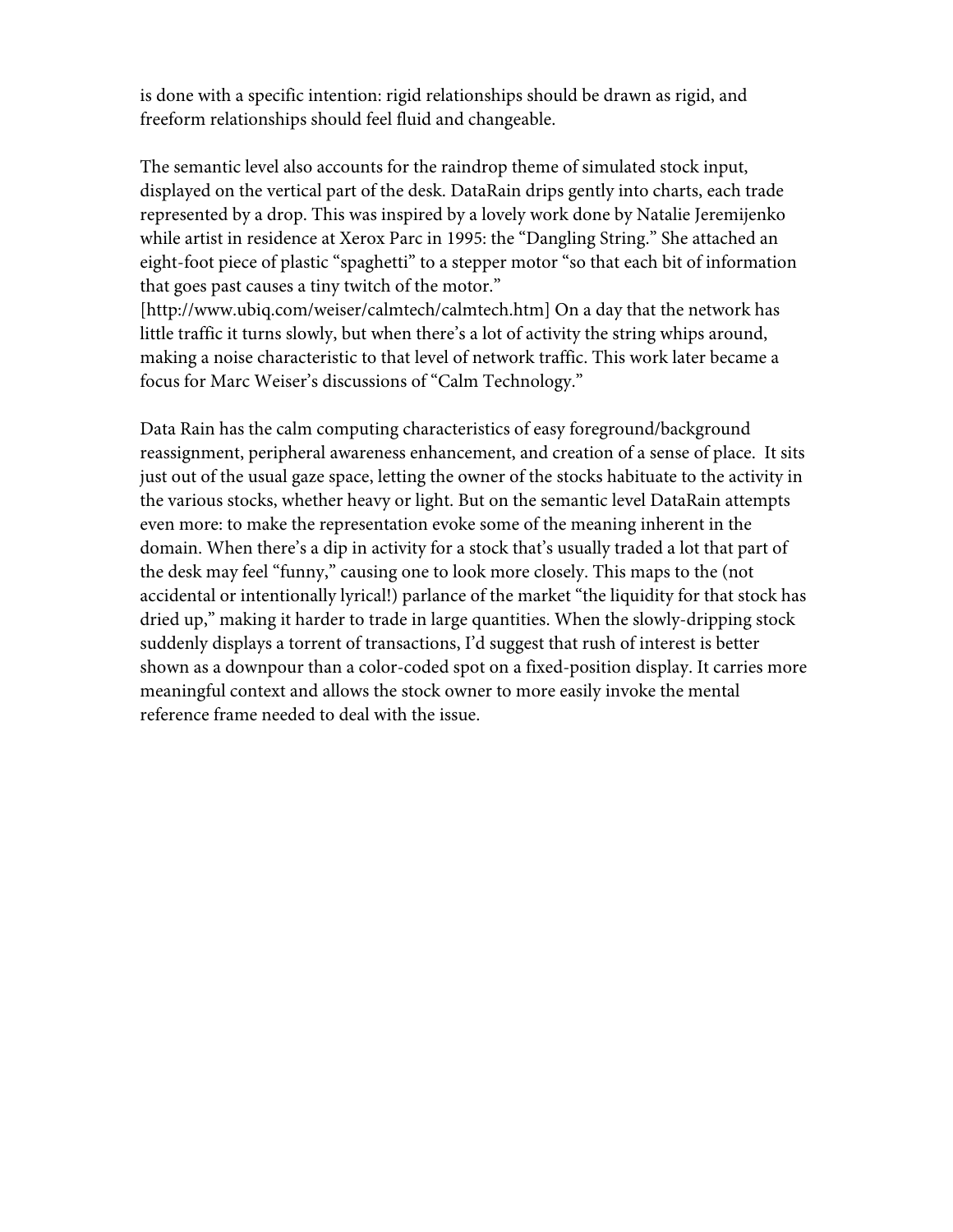is done with a specific intention: rigid relationships should be drawn as rigid, and freeform relationships should feel fluid and changeable.

The semantic level also accounts for the raindrop theme of simulated stock input, displayed on the vertical part of the desk. DataRain drips gently into charts, each trade represented by a drop. This was inspired by a lovely work done by Natalie Jeremijenko while artist in residence at Xerox Parc in 1995: the "Dangling String." She attached an eight-foot piece of plastic "spaghetti" to a stepper motor "so that each bit of information that goes past causes a tiny twitch of the motor." [http://www.ubiq.com/weiser/calmtech/calmtech.htm] On a day that the network has little traffic it turns slowly, but when there's a lot of activity the string whips around, making a noise characteristic to that level of network traffic. This work later became a focus for Marc Weiser's discussions of "Calm Technology."

Data Rain has the calm computing characteristics of easy foreground/background reassignment, peripheral awareness enhancement, and creation of a sense of place. It sits just out of the usual gaze space, letting the owner of the stocks habituate to the activity in the various stocks, whether heavy or light. But on the semantic level DataRain attempts even more: to make the representation evoke some of the meaning inherent in the domain. When there's a dip in activity for a stock that's usually traded a lot that part of the desk may feel "funny," causing one to look more closely. This maps to the (not accidental or intentionally lyrical!) parlance of the market "the liquidity for that stock has dried up," making it harder to trade in large quantities. When the slowly-dripping stock suddenly displays a torrent of transactions, I'd suggest that rush of interest is better shown as a downpour than a color-coded spot on a fixed-position display. It carries more meaningful context and allows the stock owner to more easily invoke the mental reference frame needed to deal with the issue.